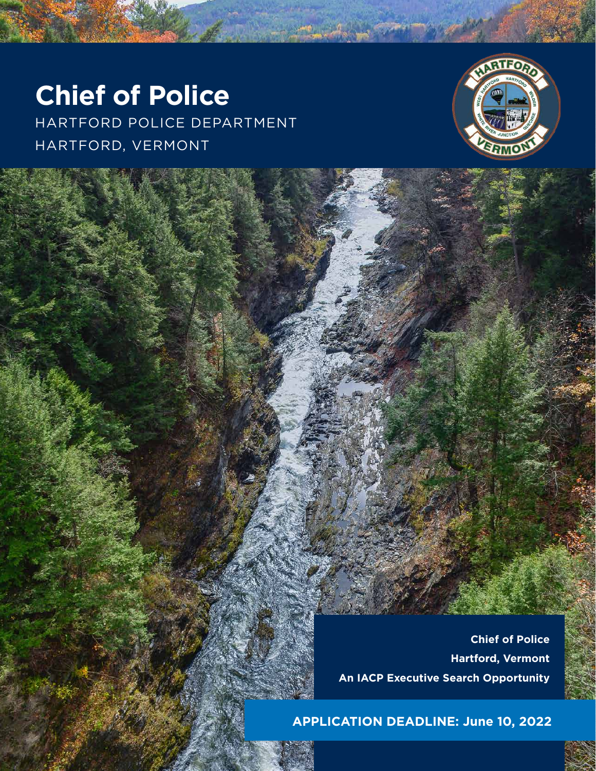# Chief of Police

HARTFORD POLICE DEPARTMENT

HARTFORD, VERMONT

**Chief of Police**

**Hartford, Vermont**

**An IACP Executive Search Opportunity**

**APPLICATION DEADLINE: June 10, 2022**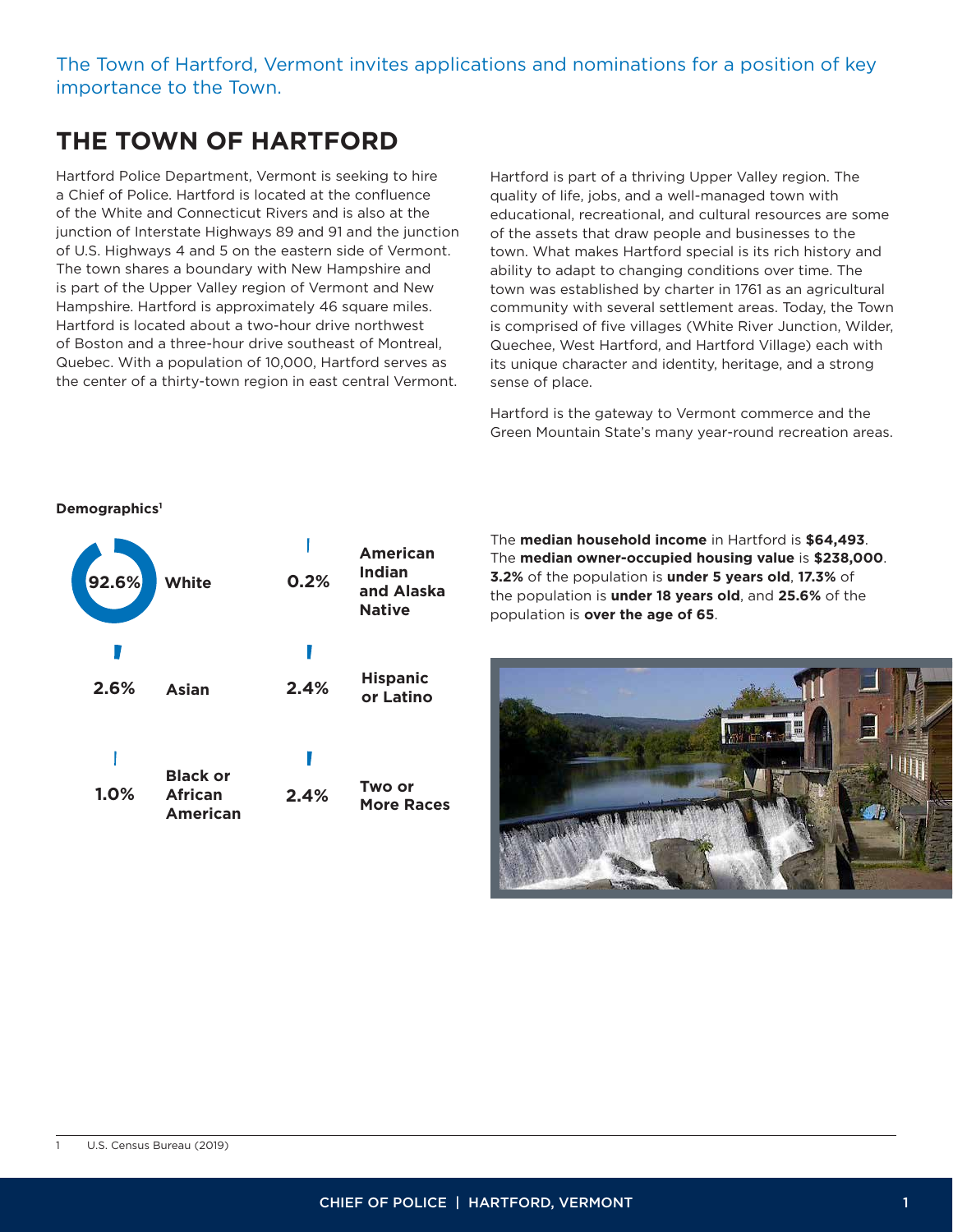The Town of Hartford, Vermont invites applications and nominations for a position of key importance to the Town.

# THE TOWN OF HARTFORD

Hartford Police Department, Vermont is seeking to hire a Chief of Police. Hartford is located at the confluence of the White and Connecticut Rivers and is also at the junction of Interstate Highways 89 and 91 and the junction of U.S. Highways 4 and 5 on the eastern side of Vermont. The town shares a boundary with New Hampshire and is part of the Upper Valley region of Vermont and New Hampshire. Hartford is approximately 46 square miles. Hartford is located about a two-hour drive northwest of Boston and a three-hour drive southeast of Montreal, Quebec. With a population of 10,000, Hartford serves as the center of a thirty-town region in east central Vermont.

Hartford is part of a thriving Upper Valley region. The quality of life, jobs, and a well-managed town with educational, recreational, and cultural resources are some of the assets that draw people and businesses to the town. What makes Hartford special is its rich history and ability to adapt to changing conditions over time. The town was established by charter in 1761 as an agricultural community with several settlement areas. Today, the Town is comprised of five villages (White River Junction, Wilder, Quechee, West Hartford, and Hartford Village) each with its unique character and identity, heritage, and a strong sense of place.

Hartford is the gateway to Vermont commerce and the Green Mountain State's many year-round recreation areas.

**Demographics[1]**

- **92.6%** **White**
- **0.2%** **American Indian and Alaska Native**
- **2.6%** **Asian**
- **2.4%** **Hispanic or Latino**
- **1.0%** **Black or African American**
- **2.4%** **Two or More Races**

The **median household income** in Hartford is **$64,493**. The **median owner-occupied housing value** is **$238,000**. **3.2%** of the population is **under 5 years old**, **17.3%** of the population is **under 18 years old**, and **25.6%** of the population is **over the age of 65**.

[1] U.S. Census Bureau (2019)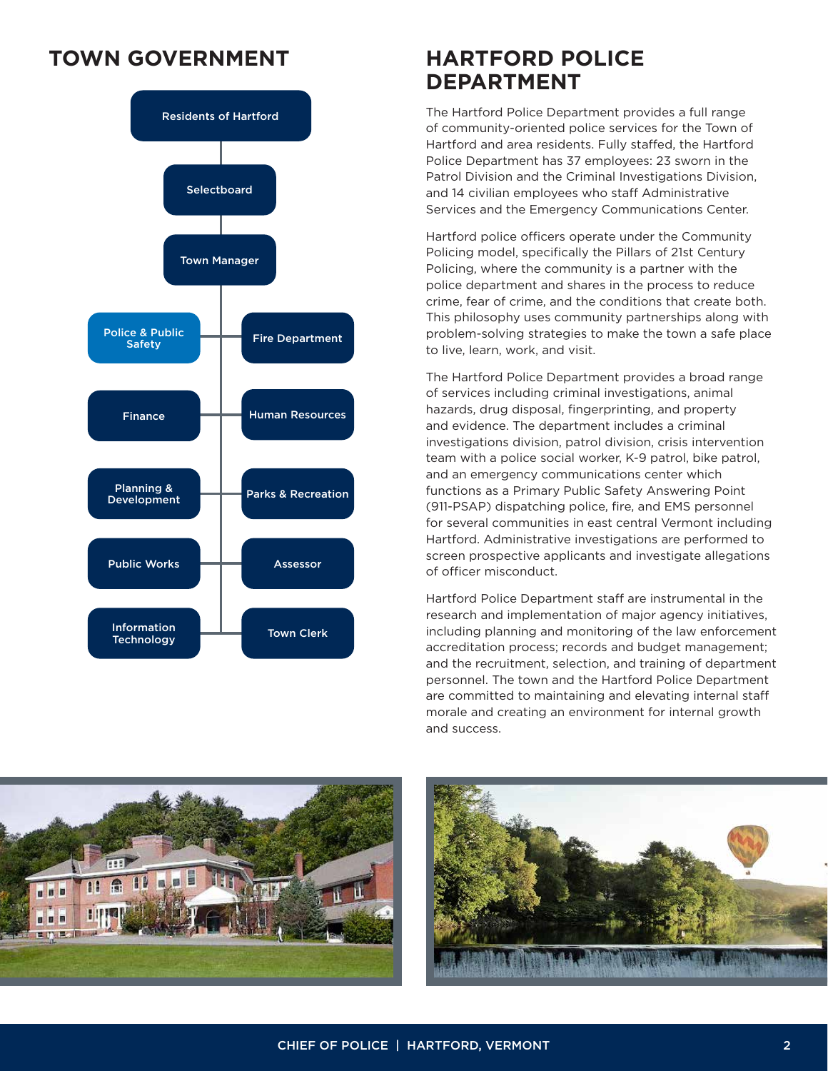## TOWN GOVERNMENT

- Residents of Hartford
  - Selectboard
    - Town Manager
      - Police & Public Safety
      - Fire Department
      - Finance
      - Human Resources
      - Planning & Development
      - Parks & Recreation
      - Public Works
      - Assessor
      - Information Technology
      - Town Clerk

## HARTFORD POLICE DEPARTMENT

The Hartford Police Department provides a full range of community-oriented police services for the Town of Hartford and area residents. Fully staffed, the Hartford Police Department has 37 employees: 23 sworn in the Patrol Division and the Criminal Investigations Division, and 14 civilian employees who staff Administrative Services and the Emergency Communications Center.

Hartford police officers operate under the Community Policing model, specifically the Pillars of 21st Century Policing, where the community is a partner with the police department and shares in the process to reduce crime, fear of crime, and the conditions that create both. This philosophy uses community partnerships along with problem-solving strategies to make the town a safe place to live, learn, work, and visit.

The Hartford Police Department provides a broad range of services including criminal investigations, animal hazards, drug disposal, fingerprinting, and property and evidence. The department includes a criminal investigations division, patrol division, crisis intervention team with a police social worker, K-9 patrol, bike patrol, and an emergency communications center which functions as a Primary Public Safety Answering Point (911-PSAP) dispatching police, fire, and EMS personnel for several communities in east central Vermont including Hartford. Administrative investigations are performed to screen prospective applicants and investigate allegations of officer misconduct.

Hartford Police Department staff are instrumental in the research and implementation of major agency initiatives, including planning and monitoring of the law enforcement accreditation process; records and budget management; and the recruitment, selection, and training of department personnel. The town and the Hartford Police Department are committed to maintaining and elevating internal staff morale and creating an environment for internal growth and success.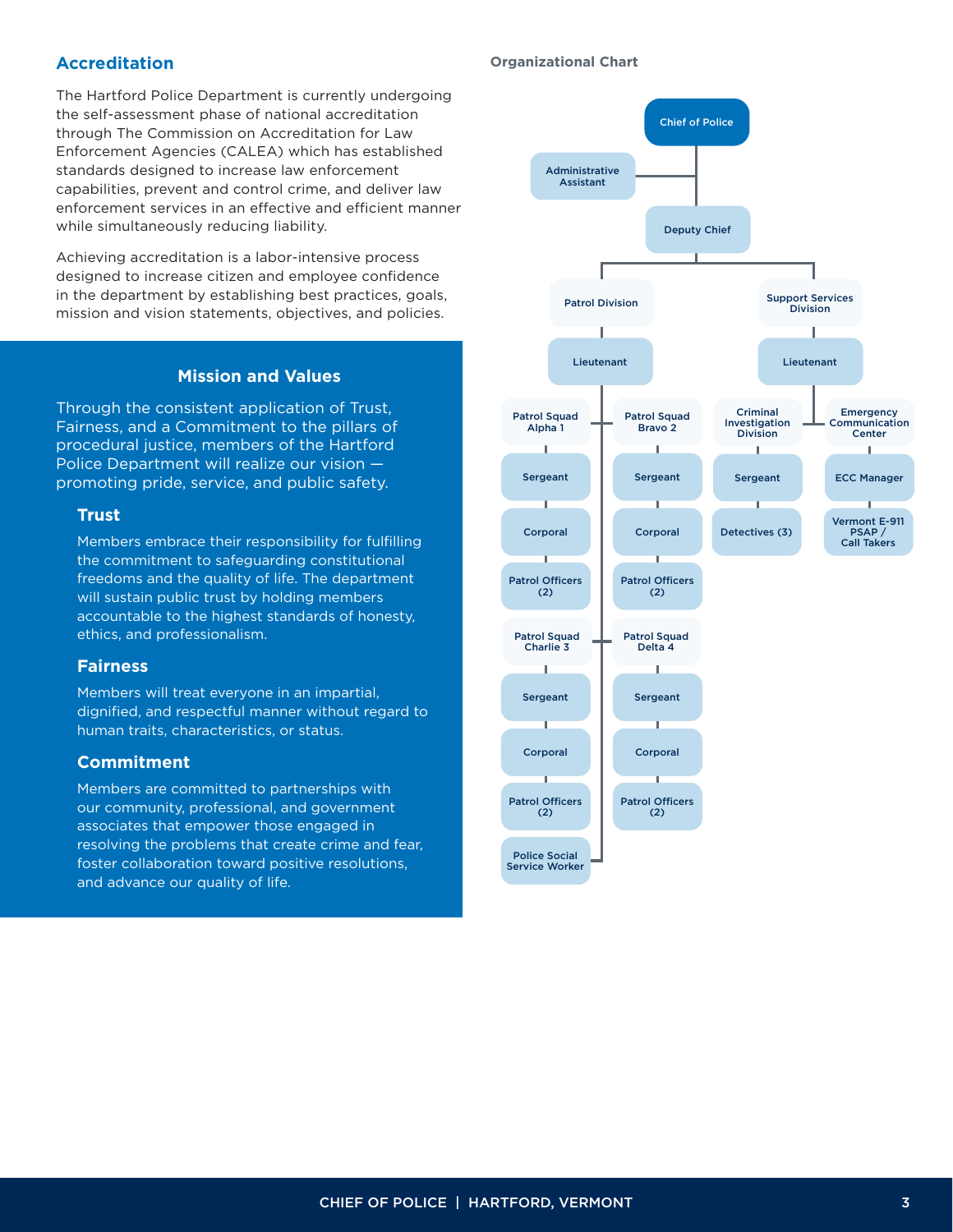## Accreditation

The Hartford Police Department is currently undergoing the self-assessment phase of national accreditation through The Commission on Accreditation for Law Enforcement Agencies (CALEA) which has established standards designed to increase law enforcement capabilities, prevent and control crime, and deliver law enforcement services in an effective and efficient manner while simultaneously reducing liability.

Achieving accreditation is a labor-intensive process designed to increase citizen and employee confidence in the department by establishing best practices, goals, mission and vision statements, objectives, and policies.

## Mission and Values

Through the consistent application of Trust, Fairness, and a Commitment to the pillars of procedural justice, members of the Hartford Police Department will realize our vision — promoting pride, service, and public safety.

### Trust

Members embrace their responsibility for fulfilling the commitment to safeguarding constitutional freedoms and the quality of life. The department will sustain public trust by holding members accountable to the highest standards of honesty, ethics, and professionalism.

### Fairness

Members will treat everyone in an impartial, dignified, and respectful manner without regard to human traits, characteristics, or status.

### Commitment

Members are committed to partnerships with our community, professional, and government associates that empower those engaged in resolving the problems that create crime and fear, foster collaboration toward positive resolutions, and advance our quality of life.

### Organizational Chart

- Chief of Police
  - Administrative Assistant
  - Deputy Chief
    - Patrol Division
      - Lieutenant
        - Patrol Squad Alpha 1
          - Sergeant
            - Corporal
              - Patrol Officers (2)
        - Patrol Squad Bravo 2
          - Sergeant
            - Corporal
              - Patrol Officers (2)
        - Patrol Squad Charlie 3
          - Sergeant
            - Corporal
              - Patrol Officers (2)
        - Patrol Squad Delta 4
          - Sergeant
            - Corporal
              - Patrol Officers (2)
        - Police Social Service Worker
    - Support Services Division
      - Lieutenant
        - Criminal Investigation Division
          - Sergeant
            - Detectives (3)
        - Emergency Communication Center
          - ECC Manager
            - Vermont E-911 PSAP / Call Takers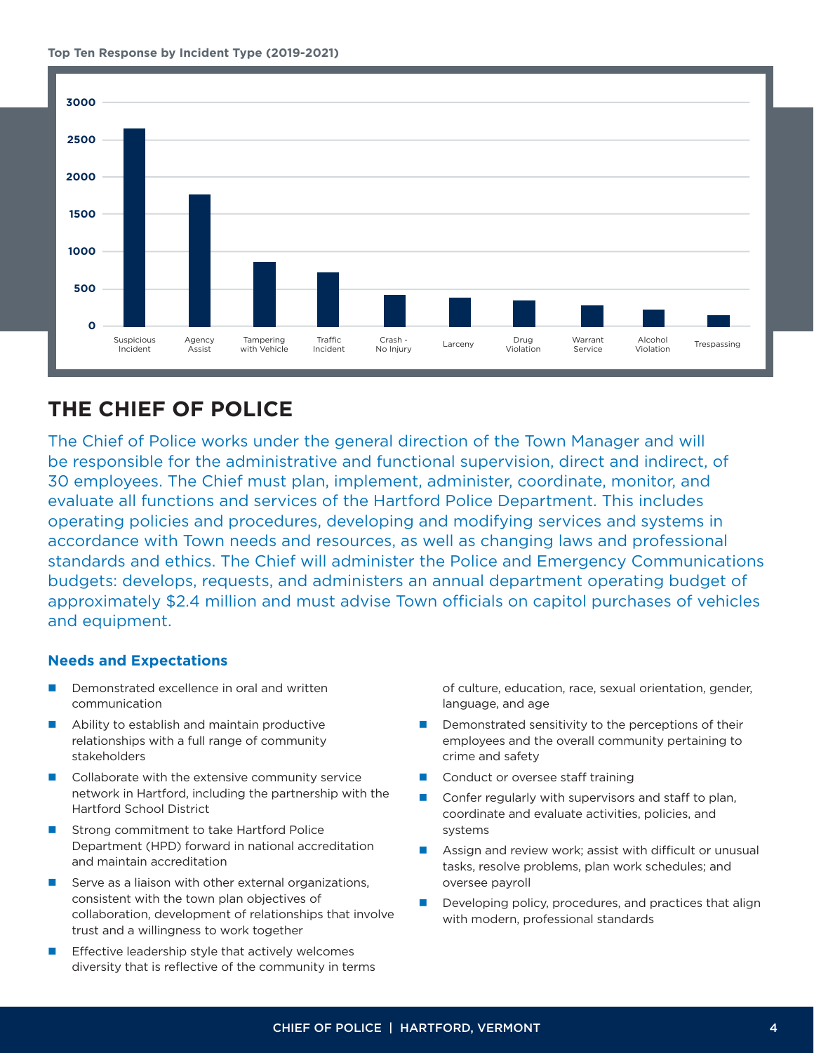**Top Ten Response by Incident Type (2019-2021)**

# THE CHIEF OF POLICE

The Chief of Police works under the general direction of the Town Manager and will be responsible for the administrative and functional supervision, direct and indirect, of 30 employees. The Chief must plan, implement, administer, coordinate, monitor, and evaluate all functions and services of the Hartford Police Department. This includes operating policies and procedures, developing and modifying services and systems in accordance with Town needs and resources, as well as changing laws and professional standards and ethics. The Chief will administer the Police and Emergency Communications budgets: develops, requests, and administers an annual department operating budget of approximately $2.4 million and must advise Town officials on capitol purchases of vehicles and equipment.

### Needs and Expectations

- Demonstrated excellence in oral and written communication
- Ability to establish and maintain productive relationships with a full range of community stakeholders
- Collaborate with the extensive community service network in Hartford, including the partnership with the Hartford School District
- Strong commitment to take Hartford Police Department (HPD) forward in national accreditation and maintain accreditation
- Serve as a liaison with other external organizations, consistent with the town plan objectives of collaboration, development of relationships that involve trust and a willingness to work together
- Effective leadership style that actively welcomes diversity that is reflective of the community in terms of culture, education, race, sexual orientation, gender, language, and age
- Demonstrated sensitivity to the perceptions of their employees and the overall community pertaining to crime and safety
- Conduct or oversee staff training
- Confer regularly with supervisors and staff to plan, coordinate and evaluate activities, policies, and systems
- Assign and review work; assist with difficult or unusual tasks, resolve problems, plan work schedules; and oversee payroll
- Developing policy, procedures, and practices that align with modern, professional standards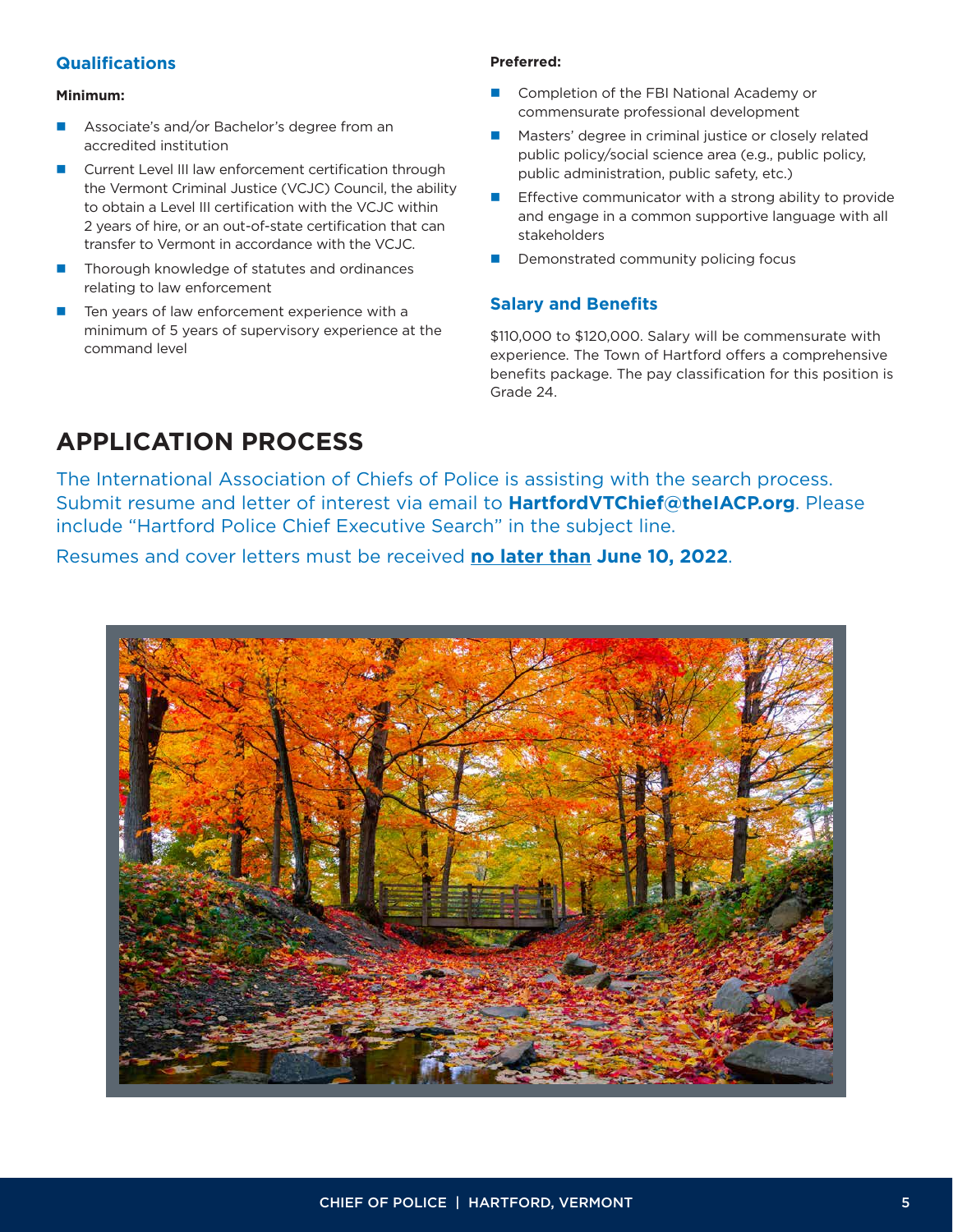### Qualifications

**Minimum:**

- Associate's and/or Bachelor's degree from an accredited institution
- Current Level III law enforcement certification through the Vermont Criminal Justice (VCJC) Council, the ability to obtain a Level III certification with the VCJC within 2 years of hire, or an out-of-state certification that can transfer to Vermont in accordance with the VCJC.
- Thorough knowledge of statutes and ordinances relating to law enforcement
- Ten years of law enforcement experience with a minimum of 5 years of supervisory experience at the command level

**Preferred:**

- Completion of the FBI National Academy or commensurate professional development
- Masters' degree in criminal justice or closely related public policy/social science area (e.g., public policy, public administration, public safety, etc.)
- Effective communicator with a strong ability to provide and engage in a common supportive language with all stakeholders
- Demonstrated community policing focus

### Salary and Benefits

$110,000 to $120,000. Salary will be commensurate with experience. The Town of Hartford offers a comprehensive benefits package. The pay classification for this position is Grade 24.

## APPLICATION PROCESS

The International Association of Chiefs of Police is assisting with the search process. Submit resume and letter of interest via email to **HartfordVTChief@theIACP.org**. Please include "Hartford Police Chief Executive Search" in the subject line.

Resumes and cover letters must be received **no later than June 10, 2022**.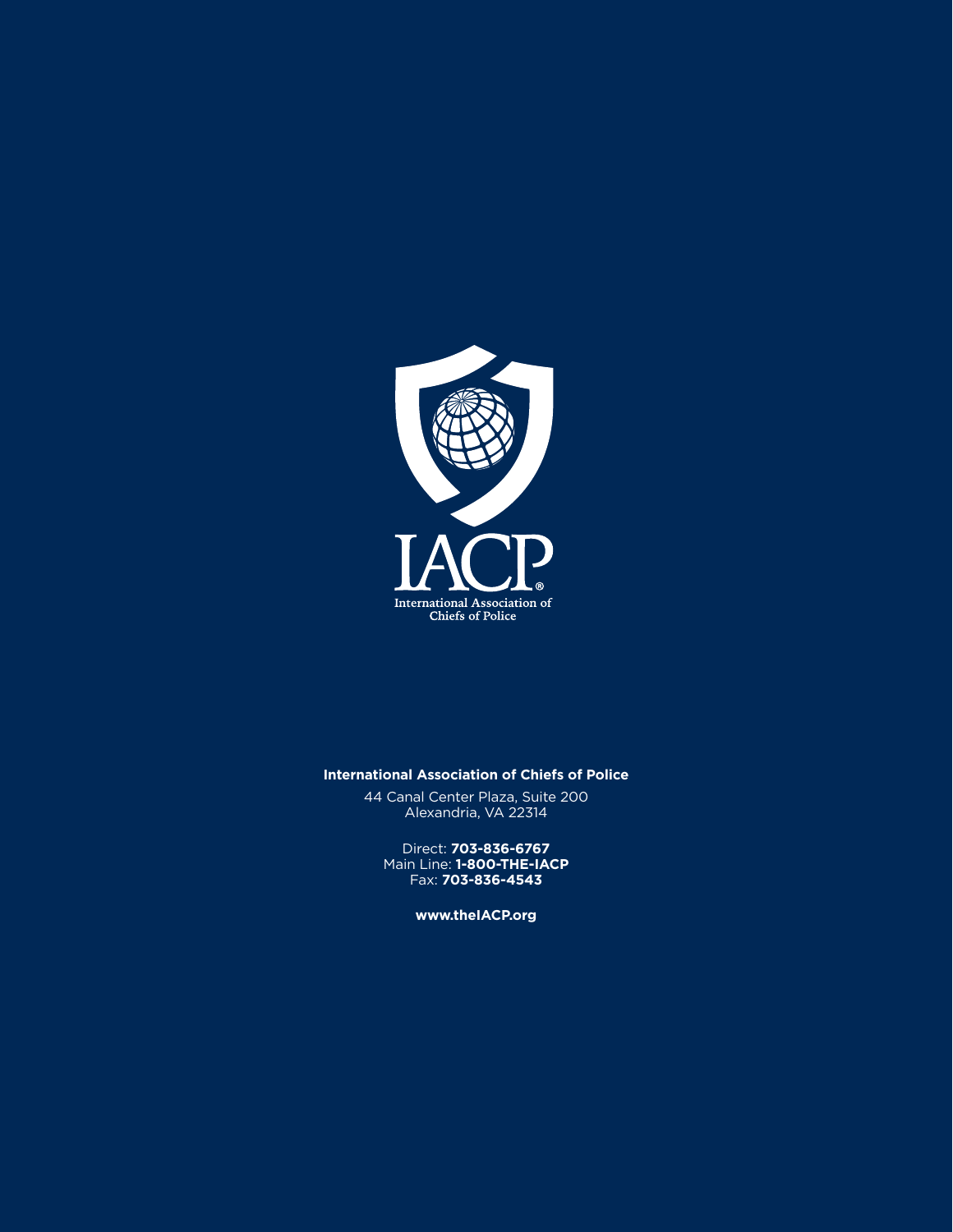IACP®

International Association of Chiefs of Police

**International Association of Chiefs of Police**

44 Canal Center Plaza, Suite 200
Alexandria, VA 22314

Direct: **703-836-6767**
Main Line: **1-800-THE-IACP**
Fax: **703-836-4543**

**www.theIACP.org**